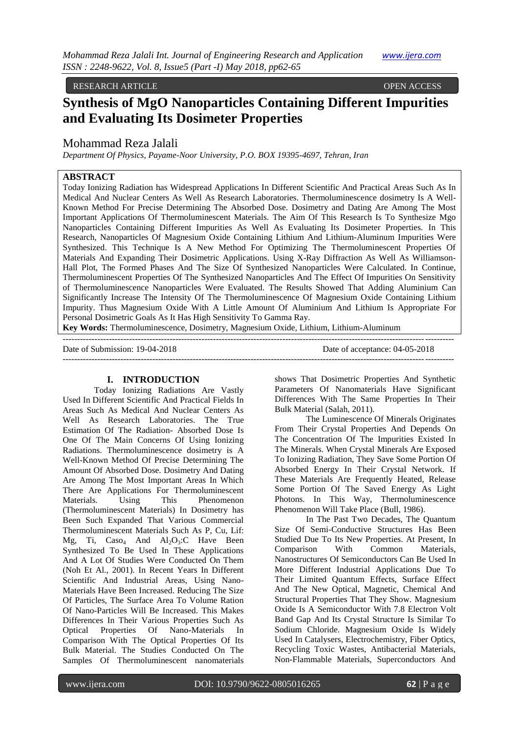RESEARCH ARTICLE OPEN ACCESS

# Synthesis of MgO Nanoparticles Containing Different Impurities and Evaluating Its Dosimeter Properties

## Mohammad Reza Jalali

*Department Of Physics, Payame-Noor University, P.O. BOX 19395-4697, Tehran, Iran*

## ABSTRACT

Today Ionizing Radiation has Widespread Applications In Different Scientific And Practical Areas Such As In Medical And Nuclear Centers As Well As Research Laboratories. Thermoluminescence dosimetry Is A Well-Known Method For Precise Determining The Absorbed Dose. Dosimetry and Dating Are Among The Most Important Applications Of Thermoluminescent Materials. The Aim Of This Research Is To Synthesize Mgo Nanoparticles Containing Different Impurities As Well As Evaluating Its Dosimeter Properties. In This Research, Nanoparticles Of Magnesium Oxide Containing Lithium And Lithium-Aluminum Impurities Were Synthesized. This Technique Is A New Method For Optimizing The Thermoluminescent Properties Of Materials And Expanding Their Dosimetric Applications. Using X-Ray Diffraction As Well As Williamson-Hall Plot, The Formed Phases And The Size Of Synthesized Nanoparticles Were Calculated. In Continue, Thermoluminescent Properties Of The Synthesized Nanoparticles And The Effect Of Impurities On Sensitivity of Thermoluminescence Nanoparticles Were Evaluated. The Results Showed That Adding Aluminium Can Significantly Increase The Intensity Of The Thermoluminescence Of Magnesium Oxide Containing Lithium Impurity. Thus Magnesium Oxide With A Little Amount Of Aluminium And Lithium Is Appropriate For Personal Dosimetric Goals As It Has High Sensitivity To Gamma Ray.

**Key Words:** Thermoluminescence, Dosimetry, Magnesium Oxide, Lithium, Lithium-Aluminum

---

Date of Submission: 19-04-2018 Date of acceptance: 04-05-2018

---

## I. INTRODUCTION

Today Ionizing Radiations Are Vastly Used In Different Scientific And Practical Fields In Areas Such As Medical And Nuclear Centers As Well As Research Laboratories. The True Estimation Of The Radiation- Absorbed Dose Is One Of The Main Concerns Of Using Ionizing Radiations. Thermoluminescence dosimetry is A Well-Known Method Of Precise Determining The Amount Of Absorbed Dose. Dosimetry And Dating Are Among The Most Important Areas In Which There Are Applications For Thermoluminescent Materials. Using This Phenomenon (Thermoluminescent Materials) In Dosimetry has Been Such Expanded That Various Commercial Thermoluminescent Materials Such As P, Cu, Lif: Mg, Ti, $CaSO_4$ And $Al_2O_3$:C Have Been Synthesized To Be Used In These Applications And A Lot Of Studies Were Conducted On Them (Noh Et Al., 2001). In Recent Years In Different Scientific And Industrial Areas, Using Nano-Materials Have Been Increased. Reducing The Size Of Particles, The Surface Area To Volume Ration Of Nano-Particles Will Be Increased. This Makes Differences In Their Various Properties Such As Optical Properties Of Nano-Materials In Comparison With The Optical Properties Of Its Bulk Material. The Studies Conducted On The Samples Of Thermoluminescent nanomaterials shows That Dosimetric Properties And Synthetic Parameters Of Nanomaterials Have Significant Differences With The Same Properties In Their Bulk Material (Salah, 2011).

The Luminescence Of Minerals Originates From Their Crystal Properties And Depends On The Concentration Of The Impurities Existed In The Minerals. When Crystal Minerals Are Exposed To Ionizing Radiation, They Save Some Portion Of Absorbed Energy In Their Crystal Network. If These Materials Are Frequently Heated, Release Some Portion Of The Saved Energy As Light Photons. In This Way, Thermoluminescence Phenomenon Will Take Place (Bull, 1986).

In The Past Two Decades, The Quantum Size Of Semi-Conductive Structures Has Been Studied Due To Its New Properties. At Present, In Comparison With Common Materials, Nanostructures Of Semiconductors Can Be Used In More Different Industrial Applications Due To Their Limited Quantum Effects, Surface Effect And The New Optical, Magnetic, Chemical And Structural Properties That They Show. Magnesium Oxide Is A Semiconductor With 7.8 Electron Volt Band Gap And Its Crystal Structure Is Similar To Sodium Chloride. Magnesium Oxide Is Widely Used In Catalysers, Electrochemistry, Fiber Optics, Recycling Toxic Wastes, Antibacterial Materials, Non-Flammable Materials, Superconductors And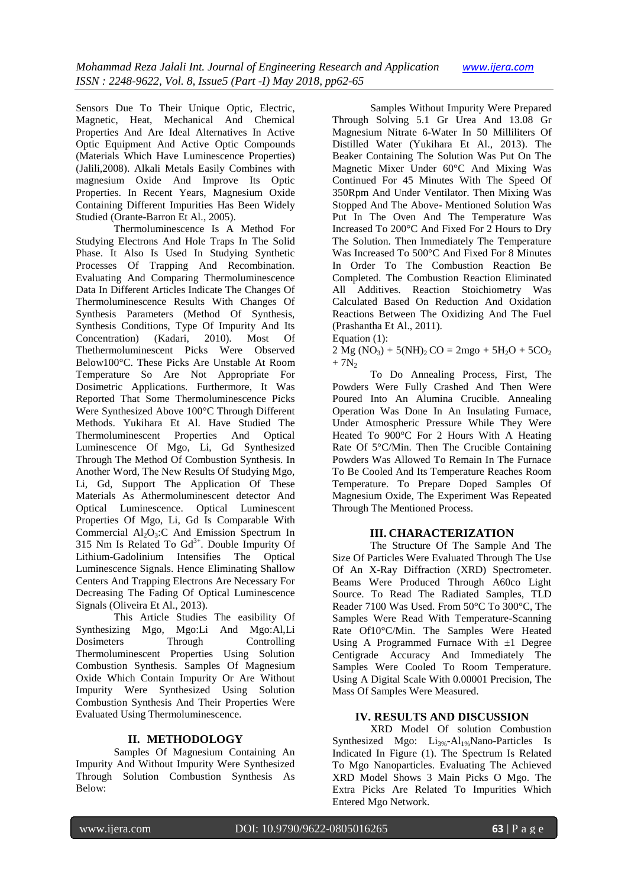Sensors Due To Their Unique Optic, Electric, Magnetic, Heat, Mechanical And Chemical Properties And Are Ideal Alternatives In Active Optic Equipment And Active Optic Compounds (Materials Which Have Luminescence Properties) (Jalili,2008). Alkali Metals Easily Combines with magnesium Oxide And Improve Its Optic Properties. In Recent Years, Magnesium Oxide Containing Different Impurities Has Been Widely Studied (Orante-Barron Et Al., 2005).

Thermoluminescence Is A Method For Studying Electrons And Hole Traps In The Solid Phase. It Also Is Used In Studying Synthetic Processes Of Trapping And Recombination. Evaluating And Comparing Thermoluminescence Data In Different Articles Indicate The Changes Of Thermoluminescence Results With Changes Of Synthesis Parameters (Method Of Synthesis, Synthesis Conditions, Type Of Impurity And Its Concentration) (Kadari, 2010). Most Of Thethermoluminescent Picks Were Observed Below100°C. These Picks Are Unstable At Room Temperature So Are Not Appropriate For Dosimetric Applications. Furthermore, It Was Reported That Some Thermoluminescence Picks Were Synthesized Above 100°C Through Different Methods. Yukihara Et Al. Have Studied The Thermoluminescent Properties And Optical Luminescence Of Mgo, Li, Gd Synthesized Through The Method Of Combustion Synthesis. In Another Word, The New Results Of Studying Mgo, Li, Gd, Support The Application Of These Materials As Athermoluminescent detector And Optical Luminescence. Optical Luminescent Properties Of Mgo, Li, Gd Is Comparable With Commercial $Al_2O_3$:C And Emission Spectrum In 315 Nm Is Related To $Gd^{3+}$. Double Impurity Of Lithium-Gadolinium Intensifies The Optical Luminescence Signals. Hence Eliminating Shallow Centers And Trapping Electrons Are Necessary For Decreasing The Fading Of Optical Luminescence Signals (Oliveira Et Al., 2013).

This Article Studies The easibility Of Synthesizing Mgo, Mgo:Li And Mgo:Al,Li Dosimeters Through Controlling Thermoluminescent Properties Using Solution Combustion Synthesis. Samples Of Magnesium Oxide Which Contain Impurity Or Are Without Impurity Were Synthesized Using Solution Combustion Synthesis And Their Properties Were Evaluated Using Thermoluminescence.

## II. METHODOLOGY

Samples Of Magnesium Containing An Impurity And Without Impurity Were Synthesized Through Solution Combustion Synthesis As Below:

Samples Without Impurity Were Prepared Through Solving 5.1 Gr Urea And 13.08 Gr Magnesium Nitrate 6-Water In 50 Milliliters Of Distilled Water (Yukihara Et Al., 2013). The Beaker Containing The Solution Was Put On The Magnetic Mixer Under 60°C And Mixing Was Continued For 45 Minutes With The Speed Of 350Rpm And Under Ventilator. Then Mixing Was Stopped And The Above- Mentioned Solution Was Put In The Oven And The Temperature Was Increased To 200°C And Fixed For 2 Hours to Dry The Solution. Then Immediately The Temperature Was Increased To 500°C And Fixed For 8 Minutes In Order To The Combustion Reaction Be Completed. The Combustion Reaction Eliminated All Additives. Reaction Stoichiometry Was Calculated Based On Reduction And Oxidation Reactions Between The Oxidizing And The Fuel (Prashantha Et Al., 2011).

Equation (1):

$$2\ Mg\ (NO_3) + 5(NH)_2\ CO = 2mgo + 5H_2O + 5CO_2 + 7N_2$$

To Do Annealing Process, First, The Powders Were Fully Crashed And Then Were Poured Into An Alumina Crucible. Annealing Operation Was Done In An Insulating Furnace, Under Atmospheric Pressure While They Were Heated To 900°C For 2 Hours With A Heating Rate Of 5°C/Min. Then The Crucible Containing Powders Was Allowed To Remain In The Furnace To Be Cooled And Its Temperature Reaches Room Temperature. To Prepare Doped Samples Of Magnesium Oxide, The Experiment Was Repeated Through The Mentioned Process.

## III. CHARACTERIZATION

The Structure Of The Sample And The Size Of Particles Were Evaluated Through The Use Of An X-Ray Diffraction (XRD) Spectrometer. Beams Were Produced Through A60co Light Source. To Read The Radiated Samples, TLD Reader 7100 Was Used. From 50°C To 300°C, The Samples Were Read With Temperature-Scanning Rate Of10°C/Min. The Samples Were Heated Using A Programmed Furnace With ±1 Degree Centigrade Accuracy And Immediately The Samples Were Cooled To Room Temperature. Using A Digital Scale With 0.00001 Precision, The Mass Of Samples Were Measured.

## IV. RESULTS AND DISCUSSION

XRD Model Of solution Combustion Synthesized Mgo: $Li_{3\%}$-$Al_{1\%}$Nano-Particles Is Indicated In Figure (1). The Spectrum Is Related To Mgo Nanoparticles. Evaluating The Achieved XRD Model Shows 3 Main Picks O Mgo. The Extra Picks Are Related To Impurities Which Entered Mgo Network.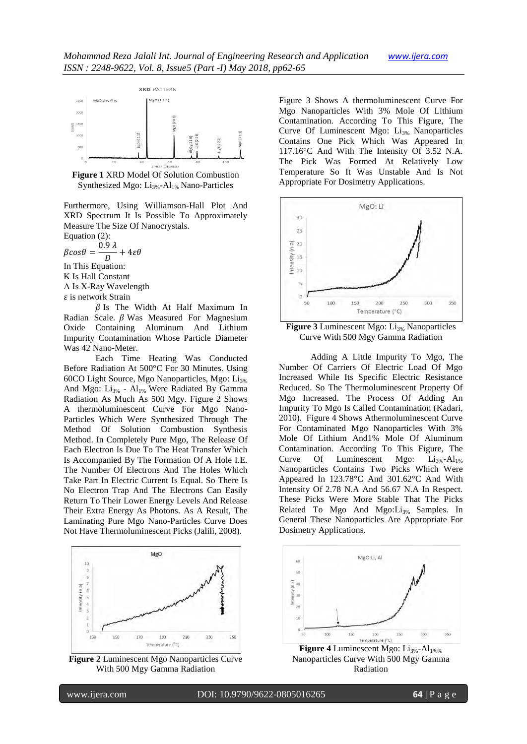**Figure 1** XRD Model Of Solution Combustion Synthesized Mgo: $Li_{3\%}$-$Al_{1\%}$ Nano-Particles

Furthermore, Using Williamson-Hall Plot And XRD Spectrum It Is Possible To Approximately Measure The Size Of Nanocrystals.

Equation (2):

$$\beta cos\theta = \frac{0.9\,\lambda}{D} + 4\varepsilon\theta$$

In This Equation:

K Is Hall Constant

Λ Is X-Ray Wavelength

$\varepsilon$ is network Strain

$\beta$ Is The Width At Half Maximum In Radian Scale. $\beta$ Was Measured For Magnesium Oxide Containing Aluminum And Lithium Impurity Contamination Whose Particle Diameter Was 42 Nano-Meter.

Each Time Heating Was Conducted Before Radiation At 500°C For 30 Minutes. Using 60CO Light Source, Mgo Nanoparticles, Mgo: $Li_{3\%}$ And Mgo: $Li_{3\%}$ - $Al_{1\%}$ Were Radiated By Gamma Radiation As Much As 500 Mgy. Figure 2 Shows A thermoluminescent Curve For Mgo Nano-Particles Which Were Synthesized Through The Method Of Solution Combustion Synthesis Method. In Completely Pure Mgo, The Release Of Each Electron Is Due To The Heat Transfer Which Is Accompanied By The Formation Of A Hole I.E. The Number Of Electrons And The Holes Which Take Part In Electric Current Is Equal. So There Is No Electron Trap And The Electrons Can Easily Return To Their Lower Energy Levels And Release Their Extra Energy As Photons. As A Result, The Laminating Pure Mgo Nano-Particles Curve Does Not Have Thermoluminescent Picks (Jalili, 2008).

**Figure 2** Luminescent Mgo Nanoparticles Curve With 500 Mgy Gamma Radiation

Figure 3 Shows A thermoluminescent Curve For Mgo Nanoparticles With 3% Mole Of Lithium Contamination. According To This Figure, The Curve Of Luminescent Mgo: $Li_{3\%}$ Nanoparticles Contains One Pick Which Was Appeared In 117.16°C And With The Intensity Of 3.52 N.A. The Pick Was Formed At Relatively Low Temperature So It Was Unstable And Is Not Appropriate For Dosimetry Applications.

**Figure 3** Luminescent Mgo: $Li_{3\%}$ Nanoparticles Curve With 500 Mgy Gamma Radiation

Adding A Little Impurity To Mgo, The Number Of Carriers Of Electric Load Of Mgo Increased While Its Specific Electric Resistance Reduced. So The Thermoluminescent Property Of Mgo Increased. The Process Of Adding An Impurity To Mgo Is Called Contamination (Kadari, 2010). Figure 4 Shows Athermoluminescent Curve For Contaminated Mgo Nanoparticles With 3% Mole Of Lithium And1% Mole Of Aluminum Contamination. According To This Figure, The Curve Of Luminescent Mgo: $Li_{3\%}$-$Al_{1\%}$ Nanoparticles Contains Two Picks Which Were Appeared In 123.78°C And 301.62°C And With Intensity Of 2.78 N.A And 56.67 N.A In Respect. These Picks Were More Stable That The Picks Related To Mgo And Mgo:$Li_{3\%}$ Samples. In General These Nanoparticles Are Appropriate For Dosimetry Applications.

**Figure 4** Luminescent Mgo: $Li_{3\%}$-$Al_{1\%\%}$ Nanoparticles Curve With 500 Mgy Gamma Radiation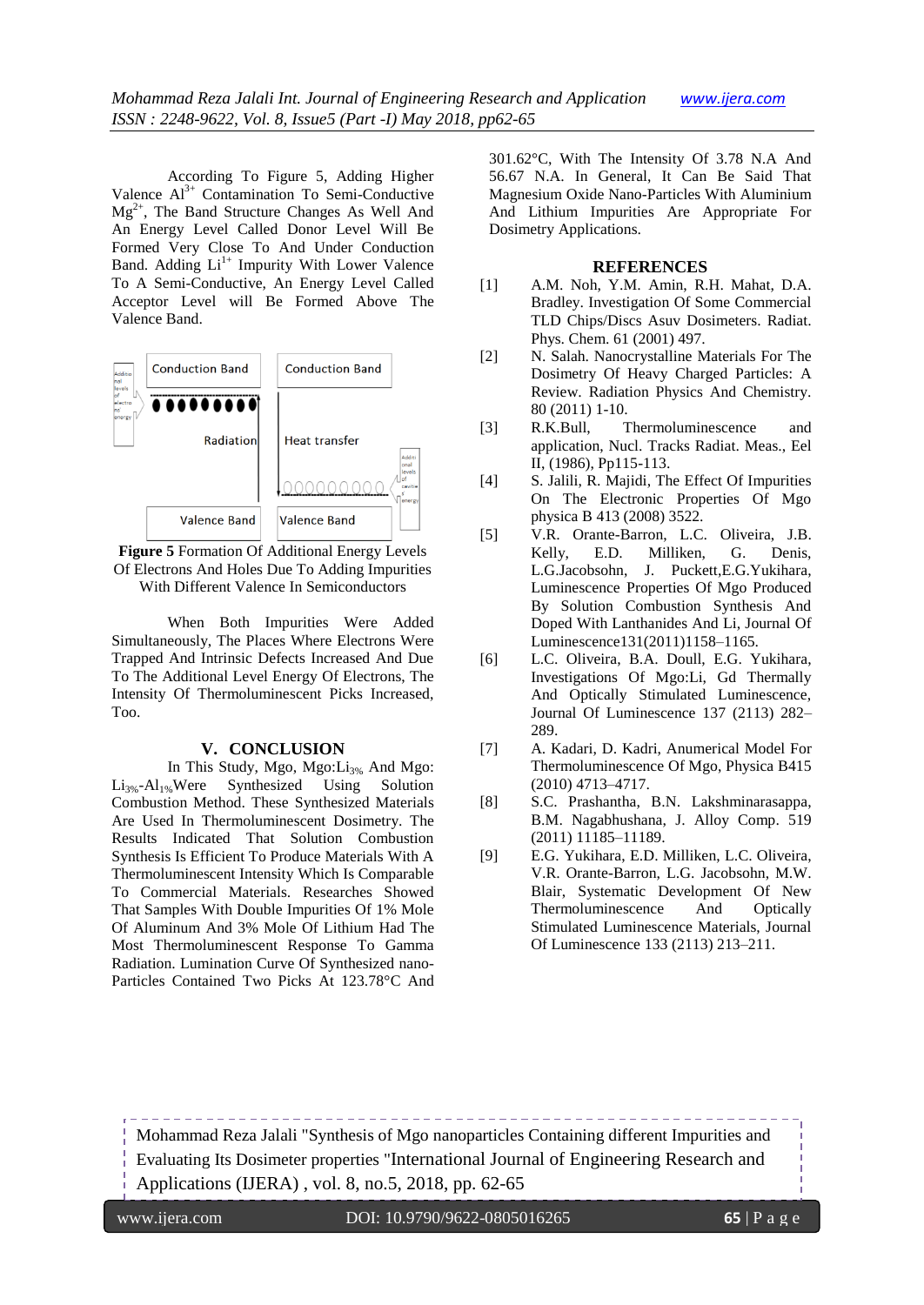According To Figure 5, Adding Higher Valence $Al^{3+}$ Contamination To Semi-Conductive $Mg^{2+}$, The Band Structure Changes As Well And An Energy Level Called Donor Level Will Be Formed Very Close To And Under Conduction Band. Adding $Li^{1+}$ Impurity With Lower Valence To A Semi-Conductive, An Energy Level Called Acceptor Level will Be Formed Above The Valence Band.

Conduction Band

Radiation

Valence Band

Conduction Band

Heat transfer

Valence Band

Additional levels of electron energy

Additional levels of cavities energy

**Figure 5** Formation Of Additional Energy Levels Of Electrons And Holes Due To Adding Impurities With Different Valence In Semiconductors

When Both Impurities Were Added Simultaneously, The Places Where Electrons Were Trapped And Intrinsic Defects Increased And Due To The Additional Level Energy Of Electrons, The Intensity Of Thermoluminescent Picks Increased, Too.

## V. CONCLUSION

In This Study, Mgo, Mgo:$Li_{3\%}$ And Mgo: $Li_{3\%}$-$Al_{1\%}$Were Synthesized Using Solution Combustion Method. These Synthesized Materials Are Used In Thermoluminescent Dosimetry. The Results Indicated That Solution Combustion Synthesis Is Efficient To Produce Materials With A Thermoluminescent Intensity Which Is Comparable To Commercial Materials. Researches Showed That Samples With Double Impurities Of 1% Mole Of Aluminum And 3% Mole Of Lithium Had The Most Thermoluminescent Response To Gamma Radiation. Lumination Curve Of Synthesized nano-Particles Contained Two Picks At 123.78°C And 301.62°C, With The Intensity Of 3.78 N.A And 56.67 N.A. In General, It Can Be Said That Magnesium Oxide Nano-Particles With Aluminium And Lithium Impurities Are Appropriate For Dosimetry Applications.

## REFERENCES

[1] A.M. Noh, Y.M. Amin, R.H. Mahat, D.A. Bradley. Investigation Of Some Commercial TLD Chips/Discs Asuv Dosimeters. Radiat. Phys. Chem. 61 (2001) 497.

[2] N. Salah. Nanocrystalline Materials For The Dosimetry Of Heavy Charged Particles: A Review. Radiation Physics And Chemistry. 80 (2011) 1-10.

[3] R.K.Bull, Thermoluminescence and application, Nucl. Tracks Radiat. Meas., Eel II, (1986), Pp115-113.

[4] S. Jalili, R. Majidi, The Effect Of Impurities On The Electronic Properties Of Mgo physica B 413 (2008) 3522.

[5] V.R. Orante-Barron, L.C. Oliveira, J.B. Kelly, E.D. Milliken, G. Denis, L.G.Jacobsohn, J. Puckett,E.G.Yukihara, Luminescence Properties Of Mgo Produced By Solution Combustion Synthesis And Doped With Lanthanides And Li, Journal Of Luminescence131(2011)1158–1165.

[6] L.C. Oliveira, B.A. Doull, E.G. Yukihara, Investigations Of Mgo:Li, Gd Thermally And Optically Stimulated Luminescence, Journal Of Luminescence 137 (2113) 282–289.

[7] A. Kadari, D. Kadri, Anumerical Model For Thermoluminescence Of Mgo, Physica B415 (2010) 4713–4717.

[8] S.C. Prashantha, B.N. Lakshminarasappa, B.M. Nagabhushana, J. Alloy Comp. 519 (2011) 11185–11189.

[9] E.G. Yukihara, E.D. Milliken, L.C. Oliveira, V.R. Orante-Barron, L.G. Jacobsohn, M.W. Blair, Systematic Development Of New Thermoluminescence And Optically Stimulated Luminescence Materials, Journal Of Luminescence 133 (2113) 213–211.

Mohammad Reza Jalali "Synthesis of Mgo nanoparticles Containing different Impurities and Evaluating Its Dosimeter properties "International Journal of Engineering Research and Applications (IJERA) , vol. 8, no.5, 2018, pp. 62-65